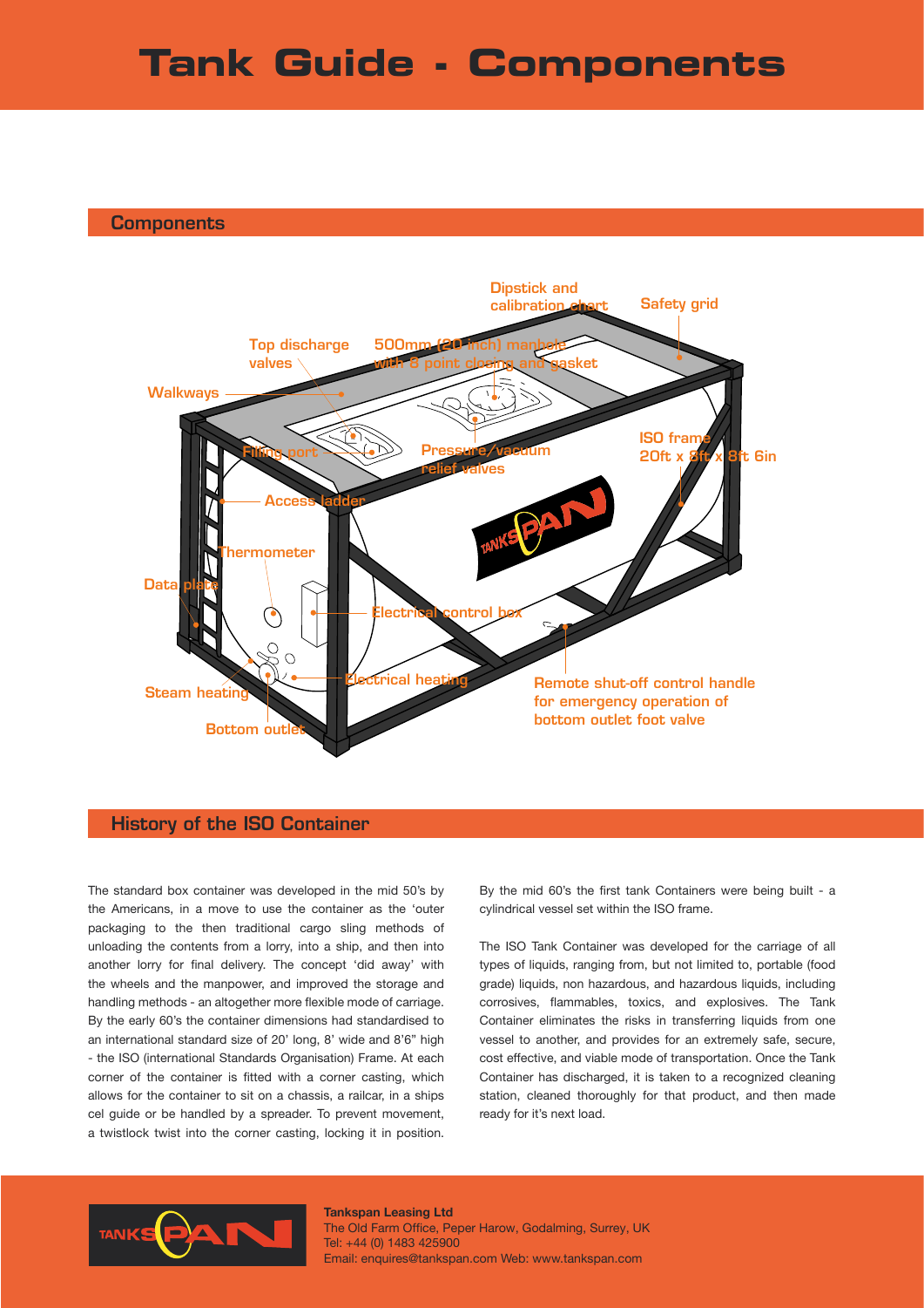# Tank Guide - Components

## Components

Dipstick and calibration chart

Safety grid

Top discharge valves

500mm (20 inch) manhole with 8 point closing and gasket

Walkways

Filling port

Pressure/vacuum relief valves

ISO frame 20ft x 8ft x 8ft 6in

Access ladder

Thermometer

Data plate

Electrical control box

Steam heating

Electrical heating

Remote shut-off control handle for emergency operation of bottom outlet foot valve

Bottom outlet

## History of the ISO Container

The standard box container was developed in the mid 50's by the Americans, in a move to use the container as the 'outer packaging to the then traditional cargo sling methods of unloading the contents from a lorry, into a ship, and then into another lorry for final delivery. The concept 'did away' with the wheels and the manpower, and improved the storage and handling methods - an altogether more flexible mode of carriage. By the early 60's the container dimensions had standardised to an international standard size of 20' long, 8' wide and 8'6" high - the ISO (international Standards Organisation) Frame. At each corner of the container is fitted with a corner casting, which allows for the container to sit on a chassis, a railcar, in a ships cel guide or be handled by a spreader. To prevent movement, a twistlock twist into the corner casting, locking it in position.

By the mid 60's the first tank Containers were being built - a cylindrical vessel set within the ISO frame.

The ISO Tank Container was developed for the carriage of all types of liquids, ranging from, but not limited to, portable (food grade) liquids, non hazardous, and hazardous liquids, including corrosives, flammables, toxics, and explosives. The Tank Container eliminates the risks in transferring liquids from one vessel to another, and provides for an extremely safe, secure, cost effective, and viable mode of transportation. Once the Tank Container has discharged, it is taken to a recognized cleaning station, cleaned thoroughly for that product, and then made ready for it's next load.

**Tankspan Leasing Ltd**
The Old Farm Office, Peper Harow, Godalming, Surrey, UK
Tel: +44 (0) 1483 425900
Email: enquires@tankspan.com Web: www.tankspan.com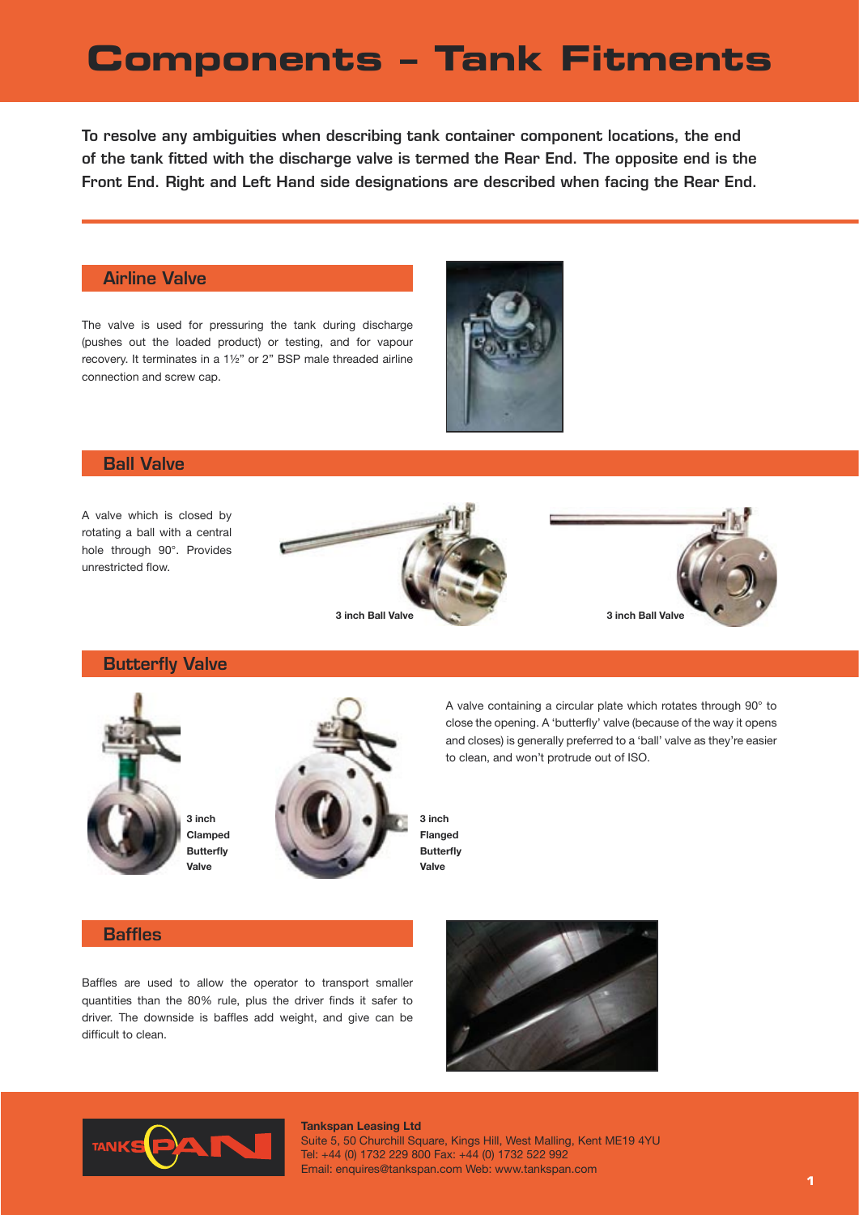# Components – Tank Fitments

**To resolve any ambiguities when describing tank container component locations, the end of the tank fitted with the discharge valve is termed the Rear End. The opposite end is the Front End. Right and Left Hand side designations are described when facing the Rear End.**

## Airline Valve

The valve is used for pressuring the tank during discharge (pushes out the loaded product) or testing, and for vapour recovery. It terminates in a 1½" or 2" BSP male threaded airline connection and screw cap.

## Ball Valve

A valve which is closed by rotating a ball with a central hole through 90°. Provides unrestricted flow.

**3 inch Ball Valve**

**3 inch Ball Valve**

## Butterfly Valve

**3 inch Clamped Butterfly Valve**

**3 inch Flanged Butterfly Valve**

A valve containing a circular plate which rotates through 90° to close the opening. A 'butterfly' valve (because of the way it opens and closes) is generally preferred to a 'ball' valve as they're easier to clean, and won't protrude out of ISO.

## Baffles

Baffles are used to allow the operator to transport smaller quantities than the 80% rule, plus the driver finds it safer to driver. The downside is baffles add weight, and give can be difficult to clean.

**Tankspan Leasing Ltd**
Suite 5, 50 Churchill Square, Kings Hill, West Malling, Kent ME19 4YU
Tel: +44 (0) 1732 229 800 Fax: +44 (0) 1732 522 992
Email: enquires@tankspan.com Web: www.tankspan.com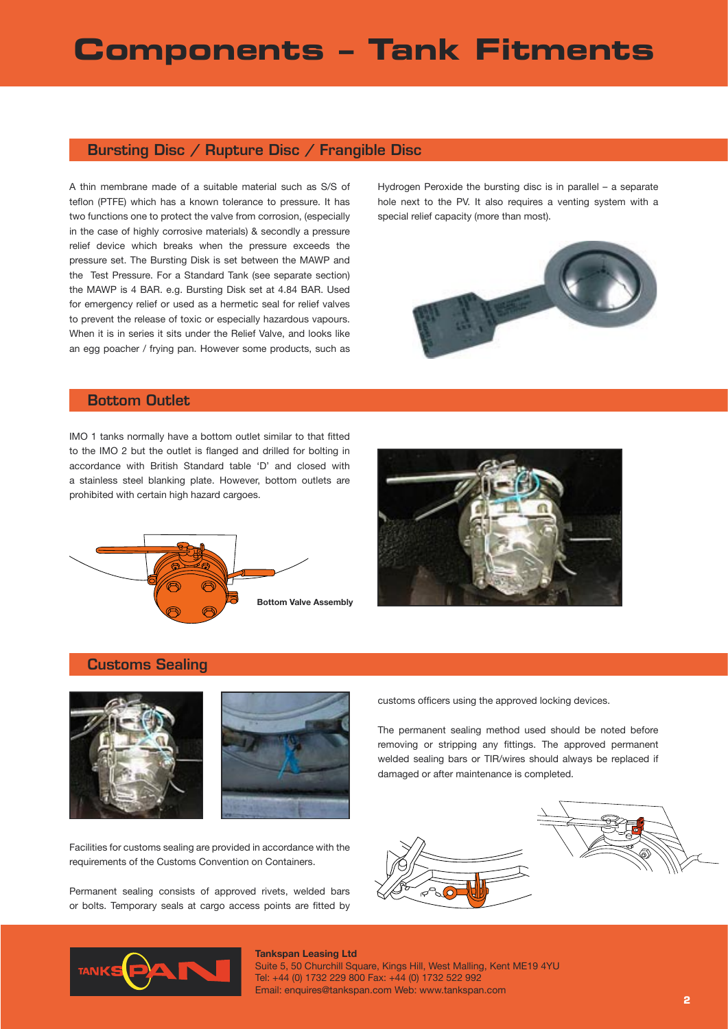# Components – Tank Fitments

## Bursting Disc / Rupture Disc / Frangible Disc

A thin membrane made of a suitable material such as S/S of teflon (PTFE) which has a known tolerance to pressure. It has two functions one to protect the valve from corrosion, (especially in the case of highly corrosive materials) & secondly a pressure relief device which breaks when the pressure exceeds the pressure set. The Bursting Disk is set between the MAWP and the Test Pressure. For a Standard Tank (see separate section) the MAWP is 4 BAR. e.g. Bursting Disk set at 4.84 BAR. Used for emergency relief or used as a hermetic seal for relief valves to prevent the release of toxic or especially hazardous vapours. When it is in series it sits under the Relief Valve, and looks like an egg poacher / frying pan. However some products, such as Hydrogen Peroxide the bursting disc is in parallel – a separate hole next to the PV. It also requires a venting system with a special relief capacity (more than most).

## Bottom Outlet

IMO 1 tanks normally have a bottom outlet similar to that fitted to the IMO 2 but the outlet is flanged and drilled for bolting in accordance with British Standard table 'D' and closed with a stainless steel blanking plate. However, bottom outlets are prohibited with certain high hazard cargoes.

**Bottom Valve Assembly**

## Customs Sealing

Facilities for customs sealing are provided in accordance with the requirements of the Customs Convention on Containers.

Permanent sealing consists of approved rivets, welded bars or bolts. Temporary seals at cargo access points are fitted by customs officers using the approved locking devices.

The permanent sealing method used should be noted before removing or stripping any fittings. The approved permanent welded sealing bars or TIR/wires should always be replaced if damaged or after maintenance is completed.

**Tankspan Leasing Ltd**
Suite 5, 50 Churchill Square, Kings Hill, West Malling, Kent ME19 4YU
Tel: +44 (0) 1732 229 800 Fax: +44 (0) 1732 522 992
Email: enquires@tankspan.com Web: www.tankspan.com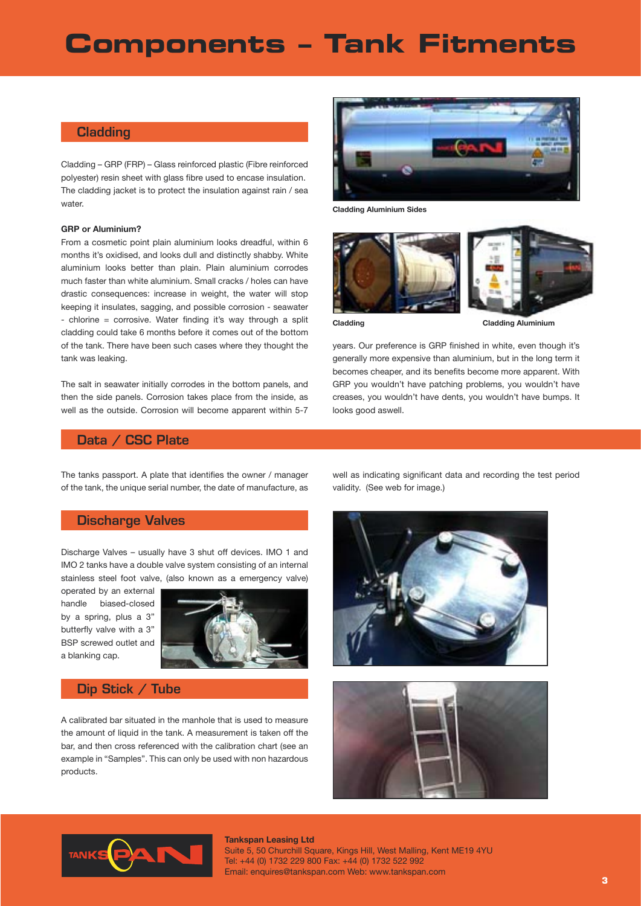# Components – Tank Fitments

## Cladding

Cladding – GRP (FRP) – Glass reinforced plastic (Fibre reinforced polyester) resin sheet with glass fibre used to encase insulation. The cladding jacket is to protect the insulation against rain / sea water.

**GRP or Aluminium?**

From a cosmetic point plain aluminium looks dreadful, within 6 months it's oxidised, and looks dull and distinctly shabby. White aluminium looks better than plain. Plain aluminium corrodes much faster than white aluminium. Small cracks / holes can have drastic consequences: increase in weight, the water will stop keeping it insulates, sagging, and possible corrosion - seawater - chlorine = corrosive. Water finding it's way through a split cladding could take 6 months before it comes out of the bottom of the tank. There have been such cases where they thought the tank was leaking.

The salt in seawater initially corrodes in the bottom panels, and then the side panels. Corrosion takes place from the inside, as well as the outside. Corrosion will become apparent within 5-7 years. Our preference is GRP finished in white, even though it's generally more expensive than aluminium, but in the long term it becomes cheaper, and its benefits become more apparent. With GRP you wouldn't have patching problems, you wouldn't have creases, you wouldn't have dents, you wouldn't have bumps. It looks good aswell.

**Cladding Aluminium Sides**

**Cladding**

**Cladding Aluminium**

## Data / CSC Plate

The tanks passport. A plate that identifies the owner / manager of the tank, the unique serial number, the date of manufacture, as well as indicating significant data and recording the test period validity. (See web for image.)

## Discharge Valves

Discharge Valves – usually have 3 shut off devices. IMO 1 and IMO 2 tanks have a double valve system consisting of an internal stainless steel foot valve, (also known as a emergency valve) operated by an external handle biased-closed by a spring, plus a 3" butterfly valve with a 3" BSP screwed outlet and a blanking cap.

## Dip Stick / Tube

A calibrated bar situated in the manhole that is used to measure the amount of liquid in the tank. A measurement is taken off the bar, and then cross referenced with the calibration chart (see an example in "Samples". This can only be used with non hazardous products.

**Tankspan Leasing Ltd**
Suite 5, 50 Churchill Square, Kings Hill, West Malling, Kent ME19 4YU
Tel: +44 (0) 1732 229 800 Fax: +44 (0) 1732 522 992
Email: enquires@tankspan.com Web: www.tankspan.com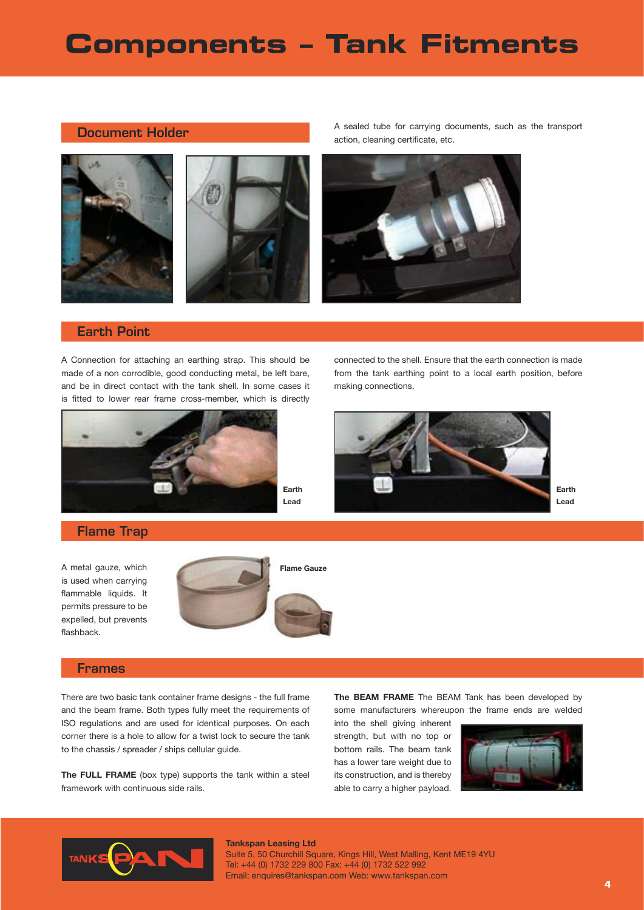# Components – Tank Fitments

## Document Holder

A sealed tube for carrying documents, such as the transport action, cleaning certificate, etc.

## Earth Point

A Connection for attaching an earthing strap. This should be made of a non corrodible, good conducting metal, be left bare, and be in direct contact with the tank shell. In some cases it is fitted to lower rear frame cross-member, which is directly connected to the shell. Ensure that the earth connection is made from the tank earthing point to a local earth position, before making connections.

Earth Lead

Earth Lead

## Flame Trap

A metal gauze, which is used when carrying flammable liquids. It permits pressure to be expelled, but prevents flashback.

Flame Gauze

## Frames

There are two basic tank container frame designs - the full frame and the beam frame. Both types fully meet the requirements of ISO regulations and are used for identical purposes. On each corner there is a hole to allow for a twist lock to secure the tank to the chassis / spreader / ships cellular guide.

**The FULL FRAME** (box type) supports the tank within a steel framework with continuous side rails.

**The BEAM FRAME** The BEAM Tank has been developed by some manufacturers whereupon the frame ends are welded into the shell giving inherent strength, but with no top or bottom rails. The beam tank has a lower tare weight due to its construction, and is thereby able to carry a higher payload.

**Tankspan Leasing Ltd**
Suite 5, 50 Churchill Square, Kings Hill, West Malling, Kent ME19 4YU
Tel: +44 (0) 1732 229 800 Fax: +44 (0) 1732 522 992
Email: enquires@tankspan.com Web: www.tankspan.com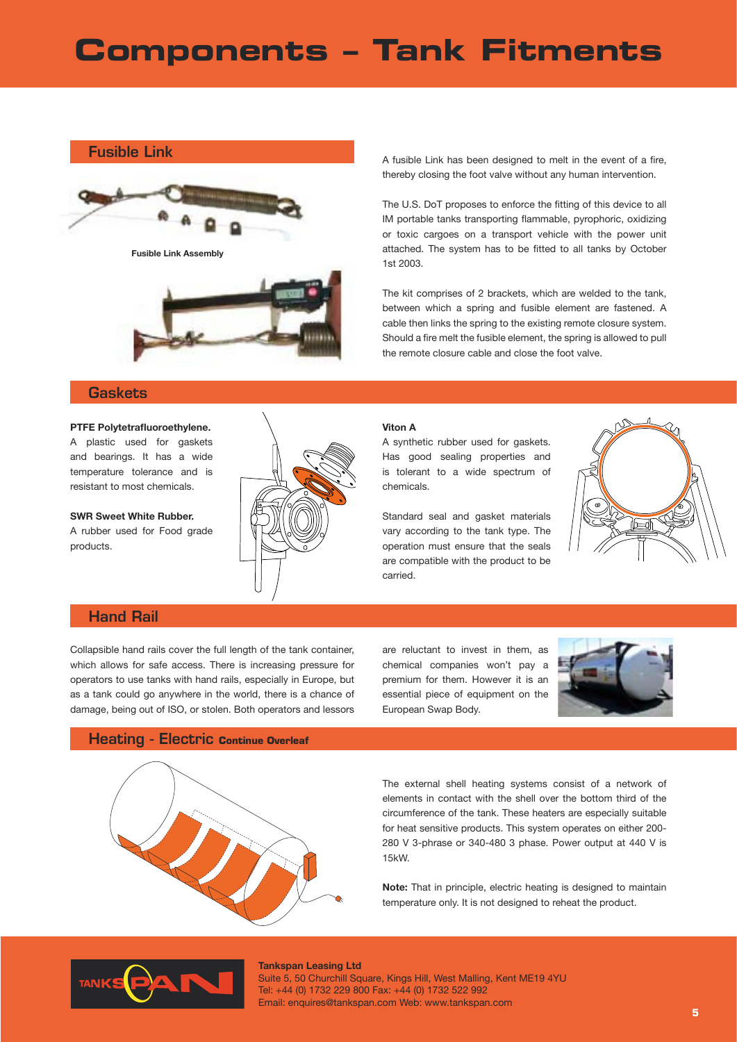# Components – Tank Fitments

## Fusible Link

Fusible Link Assembly

A fusible Link has been designed to melt in the event of a fire, thereby closing the foot valve without any human intervention.

The U.S. DoT proposes to enforce the fitting of this device to all IM portable tanks transporting flammable, pyrophoric, oxidizing or toxic cargoes on a transport vehicle with the power unit attached. The system has to be fitted to all tanks by October 1st 2003.

The kit comprises of 2 brackets, which are welded to the tank, between which a spring and fusible element are fastened. A cable then links the spring to the existing remote closure system. Should a fire melt the fusible element, the spring is allowed to pull the remote closure cable and close the foot valve.

## Gaskets

**PTFE Polytetrafluoroethylene.**
A plastic used for gaskets and bearings. It has a wide temperature tolerance and is resistant to most chemicals.

**SWR Sweet White Rubber.**
A rubber used for Food grade products.

**Viton A**
A synthetic rubber used for gaskets. Has good sealing properties and is tolerant to a wide spectrum of chemicals.

Standard seal and gasket materials vary according to the tank type. The operation must ensure that the seals are compatible with the product to be carried.

## Hand Rail

Collapsible hand rails cover the full length of the tank container, which allows for safe access. There is increasing pressure for operators to use tanks with hand rails, especially in Europe, but as a tank could go anywhere in the world, there is a chance of damage, being out of ISO, or stolen. Both operators and lessors are reluctant to invest in them, as chemical companies won't pay a premium for them. However it is an essential piece of equipment on the European Swap Body.

## Heating - Electric Continue Overleaf

The external shell heating systems consist of a network of elements in contact with the shell over the bottom third of the circumference of the tank. These heaters are especially suitable for heat sensitive products. This system operates on either 200-280 V 3-phrase or 340-480 3 phase. Power output at 440 V is 15kW.

**Note:** That in principle, electric heating is designed to maintain temperature only. It is not designed to reheat the product.

**Tankspan Leasing Ltd**
Suite 5, 50 Churchill Square, Kings Hill, West Malling, Kent ME19 4YU
Tel: +44 (0) 1732 229 800 Fax: +44 (0) 1732 522 992
Email: enquires@tankspan.com Web: www.tankspan.com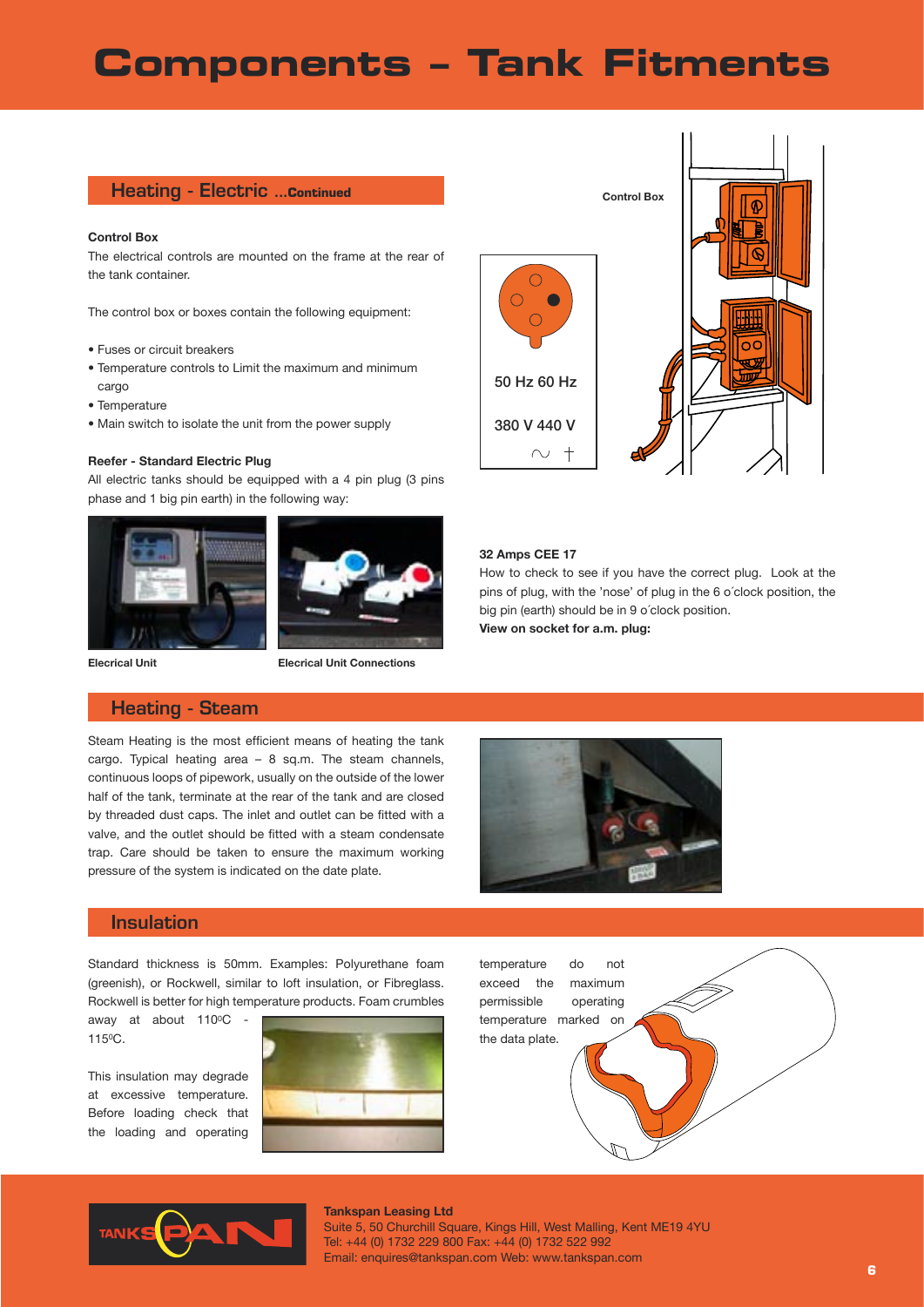# Components – Tank Fitments

## Heating - Electric ...Continued

**Control Box**

The electrical controls are mounted on the frame at the rear of the tank container.

The control box or boxes contain the following equipment:

- Fuses or circuit breakers
- Temperature controls to Limit the maximum and minimum cargo
- Temperature
- Main switch to isolate the unit from the power supply

**Reefer - Standard Electric Plug**

All electric tanks should be equipped with a 4 pin plug (3 pins phase and 1 big pin earth) in the following way:

Elecrical Unit

Elecrical Unit Connections

Control Box

50 Hz 60 Hz

380 V 440 V

∼ +

**32 Amps CEE 17**

How to check to see if you have the correct plug. Look at the pins of plug, with the 'nose' of plug in the 6 o´clock position, the big pin (earth) should be in 9 o´clock position.

**View on socket for a.m. plug:**

## Heating - Steam

Steam Heating is the most efficient means of heating the tank cargo. Typical heating area – 8 sq.m. The steam channels, continuous loops of pipework, usually on the outside of the lower half of the tank, terminate at the rear of the tank and are closed by threaded dust caps. The inlet and outlet can be fitted with a valve, and the outlet should be fitted with a steam condensate trap. Care should be taken to ensure the maximum working pressure of the system is indicated on the date plate.

## Insulation

Standard thickness is 50mm. Examples: Polyurethane foam (greenish), or Rockwell, similar to loft insulation, or Fibreglass. Rockwell is better for high temperature products. Foam crumbles away at about 110ºC - 115ºC.

This insulation may degrade at excessive temperature. Before loading check that the loading and operating temperature do not exceed the maximum permissible operating temperature marked on the data plate.

**Tankspan Leasing Ltd**
Suite 5, 50 Churchill Square, Kings Hill, West Malling, Kent ME19 4YU
Tel: +44 (0) 1732 229 800 Fax: +44 (0) 1732 522 992
Email: enquires@tankspan.com Web: www.tankspan.com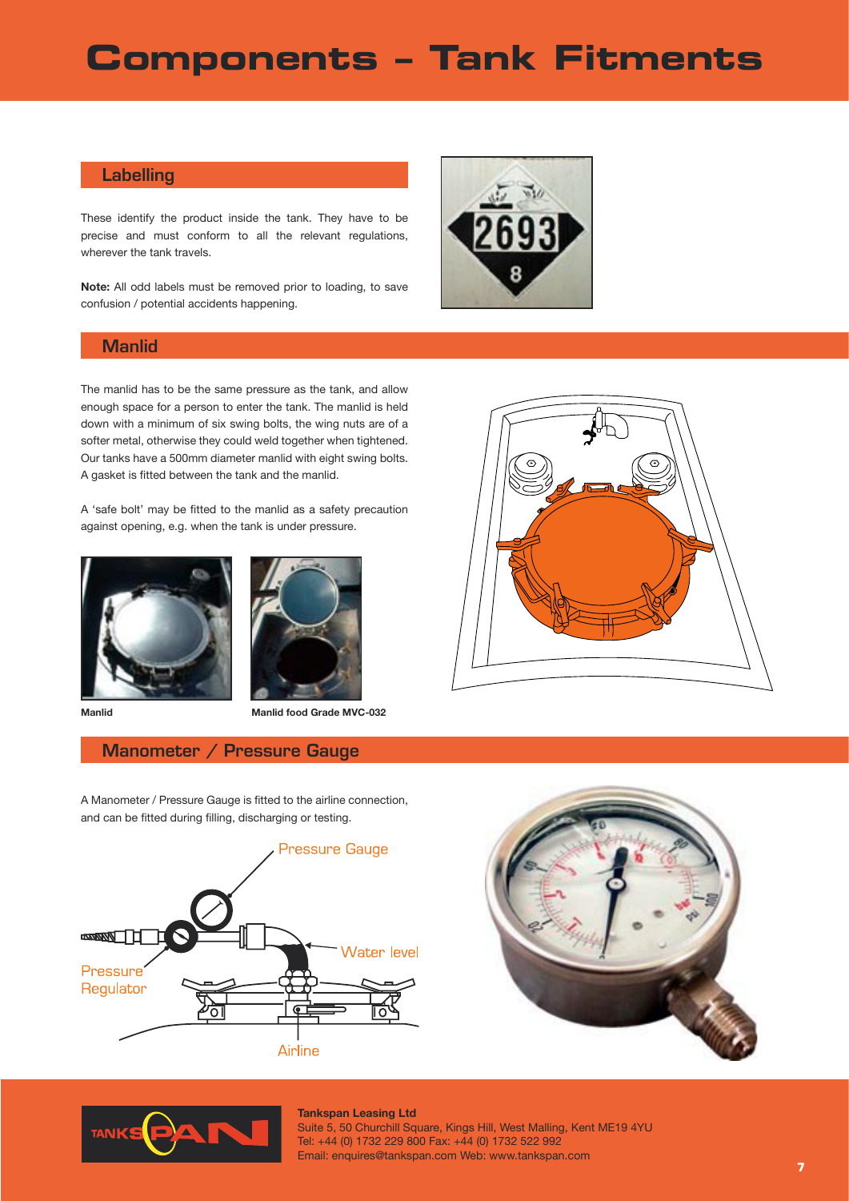# Components – Tank Fitments

## Labelling

These identify the product inside the tank. They have to be precise and must conform to all the relevant regulations, wherever the tank travels.

**Note:** All odd labels must be removed prior to loading, to save confusion / potential accidents happening.

## Manlid

The manlid has to be the same pressure as the tank, and allow enough space for a person to enter the tank. The manlid is held down with a minimum of six swing bolts, the wing nuts are of a softer metal, otherwise they could weld together when tightened. Our tanks have a 500mm diameter manlid with eight swing bolts. A gasket is fitted between the tank and the manlid.

A 'safe bolt' may be fitted to the manlid as a safety precaution against opening, e.g. when the tank is under pressure.

**Manlid**

**Manlid food Grade MVC-032**

## Manometer / Pressure Gauge

A Manometer / Pressure Gauge is fitted to the airline connection, and can be fitted during filling, discharging or testing.

Pressure Gauge

Water level

Pressure Regulator

Airline

**Tankspan Leasing Ltd**
Suite 5, 50 Churchill Square, Kings Hill, West Malling, Kent ME19 4YU
Tel: +44 (0) 1732 229 800 Fax: +44 (0) 1732 522 992
Email: enquires@tankspan.com Web: www.tankspan.com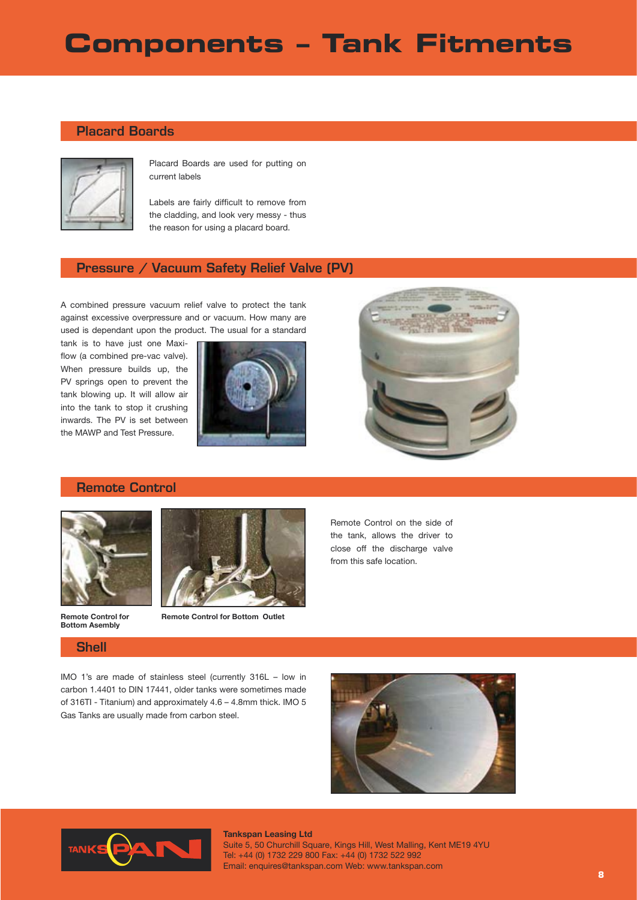# Components – Tank Fitments

## Placard Boards

Placard Boards are used for putting on current labels

Labels are fairly difficult to remove from the cladding, and look very messy - thus the reason for using a placard board.

## Pressure / Vacuum Safety Relief Valve (PV)

A combined pressure vacuum relief valve to protect the tank against excessive overpressure and or vacuum. How many are used is dependant upon the product. The usual for a standard tank is to have just one Maxi-flow (a combined pre-vac valve). When pressure builds up, the PV springs open to prevent the tank blowing up. It will allow air into the tank to stop it crushing inwards. The PV is set between the MAWP and Test Pressure.

## Remote Control

**Remote Control for Bottom Asembly**

**Remote Control for Bottom Outlet**

Remote Control on the side of the tank, allows the driver to close off the discharge valve from this safe location.

## Shell

IMO 1's are made of stainless steel (currently 316L – low in carbon 1.4401 to DIN 17441, older tanks were sometimes made of 316TI - Titanium) and approximately 4.6 – 4.8mm thick. IMO 5 Gas Tanks are usually made from carbon steel.

**Tankspan Leasing Ltd**
Suite 5, 50 Churchill Square, Kings Hill, West Malling, Kent ME19 4YU
Tel: +44 (0) 1732 229 800 Fax: +44 (0) 1732 522 992
Email: enquires@tankspan.com Web: www.tankspan.com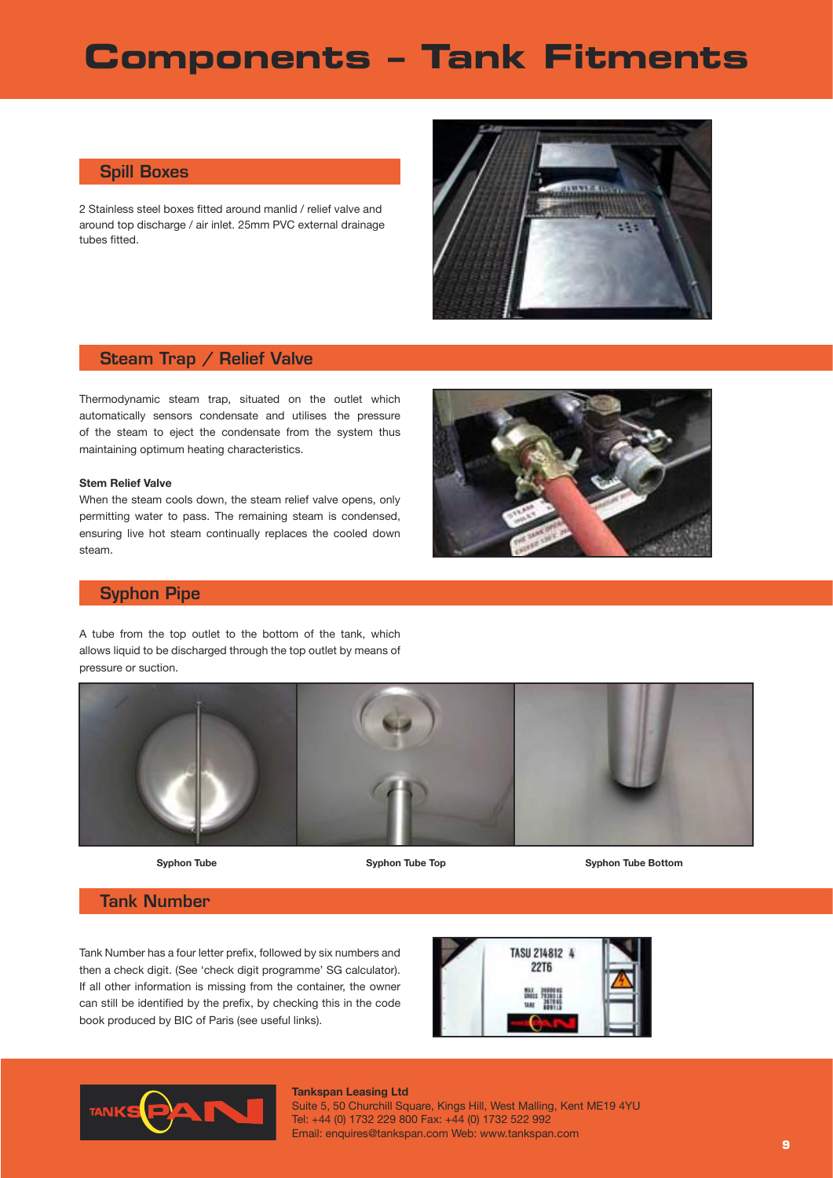# Components – Tank Fitments

## Spill Boxes

2 Stainless steel boxes fitted around manlid / relief valve and around top discharge / air inlet. 25mm PVC external drainage tubes fitted.

## Steam Trap / Relief Valve

Thermodynamic steam trap, situated on the outlet which automatically sensors condensate and utilises the pressure of the steam to eject the condensate from the system thus maintaining optimum heating characteristics.

**Stem Relief Valve**

When the steam cools down, the steam relief valve opens, only permitting water to pass. The remaining steam is condensed, ensuring live hot steam continually replaces the cooled down steam.

## Syphon Pipe

A tube from the top outlet to the bottom of the tank, which allows liquid to be discharged through the top outlet by means of pressure or suction.

**Syphon Tube** | **Syphon Tube Top** | **Syphon Tube Bottom**

## Tank Number

Tank Number has a four letter prefix, followed by six numbers and then a check digit. (See 'check digit programme' SG calculator). If all other information is missing from the container, the owner can still be identified by the prefix, by checking this in the code book produced by BIC of Paris (see useful links).

**Tankspan Leasing Ltd**
Suite 5, 50 Churchill Square, Kings Hill, West Malling, Kent ME19 4YU
Tel: +44 (0) 1732 229 800 Fax: +44 (0) 1732 522 992
Email: enquires@tankspan.com Web: www.tankspan.com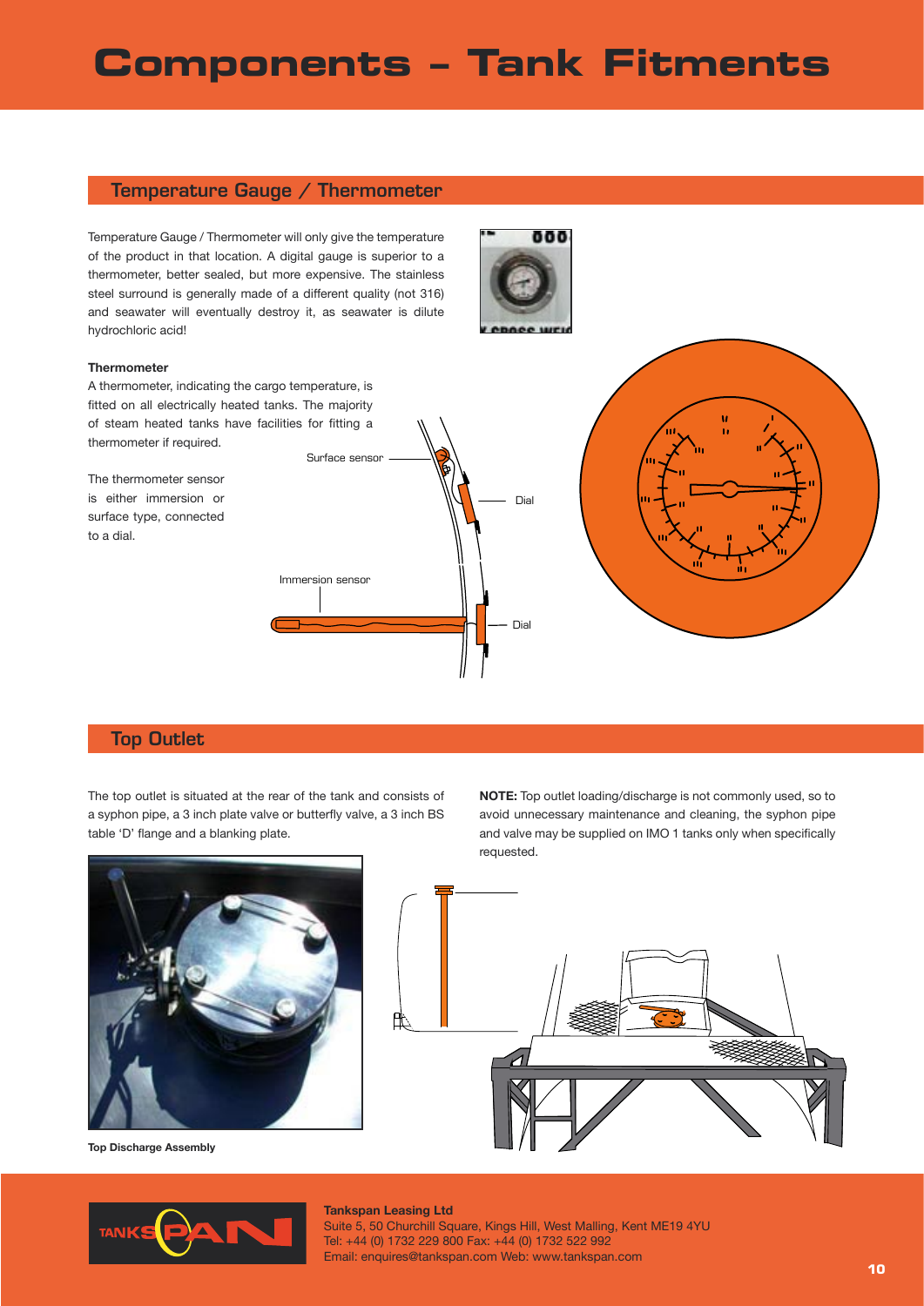# Components – Tank Fitments

## Temperature Gauge / Thermometer

Temperature Gauge / Thermometer will only give the temperature of the product in that location. A digital gauge is superior to a thermometer, better sealed, but more expensive. The stainless steel surround is generally made of a different quality (not 316) and seawater will eventually destroy it, as seawater is dilute hydrochloric acid!

**Thermometer**

A thermometer, indicating the cargo temperature, is fitted on all electrically heated tanks. The majority of steam heated tanks have facilities for fitting a thermometer if required.

The thermometer sensor is either immersion or surface type, connected to a dial.

Surface sensor

Dial

Immersion sensor

Dial

## Top Outlet

The top outlet is situated at the rear of the tank and consists of a syphon pipe, a 3 inch plate valve or butterfly valve, a 3 inch BS table 'D' flange and a blanking plate.

**NOTE:** Top outlet loading/discharge is not commonly used, so to avoid unnecessary maintenance and cleaning, the syphon pipe and valve may be supplied on IMO 1 tanks only when specifically requested.

**Top Discharge Assembly**

**Tankspan Leasing Ltd**
Suite 5, 50 Churchill Square, Kings Hill, West Malling, Kent ME19 4YU
Tel: +44 (0) 1732 229 800 Fax: +44 (0) 1732 522 992
Email: enquires@tankspan.com Web: www.tankspan.com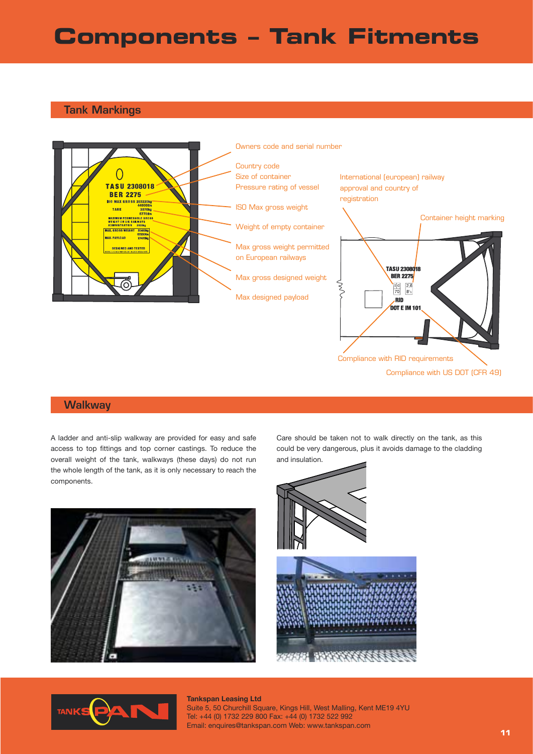# Components – Tank Fitments

## Tank Markings

TASU 2308018
BER 2275
ISO MAX GROSS 20320kg 44800lbs
TARE 3070kg 6770lbs
MAXIMUM PERMISSIBLE GROSS WEIGHT ON U.K. RAILWAYS ADMINISTRATION
MAX. GROSS WEIGHT
MAX. PAYLOAD
DESIGNED AND TESTED

Owners code and serial number

Country code

Size of container

Pressure rating of vessel

ISO Max gross weight

Weight of empty container

Max gross weight permitted on European railways

Max gross designed weight

Max designed payload

International (european) railway approval and country of registration

Container height marking

TASU 2308018
BER 2275
RID
DOT E IM 101

Compliance with RID requirements

Compliance with US DOT (CFR 49)

## Walkway

A ladder and anti-slip walkway are provided for easy and safe access to top fittings and top corner castings. To reduce the overall weight of the tank, walkways (these days) do not run the whole length of the tank, as it is only necessary to reach the components.

Care should be taken not to walk directly on the tank, as this could be very dangerous, plus it avoids damage to the cladding and insulation.

**Tankspan Leasing Ltd**
Suite 5, 50 Churchill Square, Kings Hill, West Malling, Kent ME19 4YU
Tel: +44 (0) 1732 229 800 Fax: +44 (0) 1732 522 992
Email: enquires@tankspan.com Web: www.tankspan.com